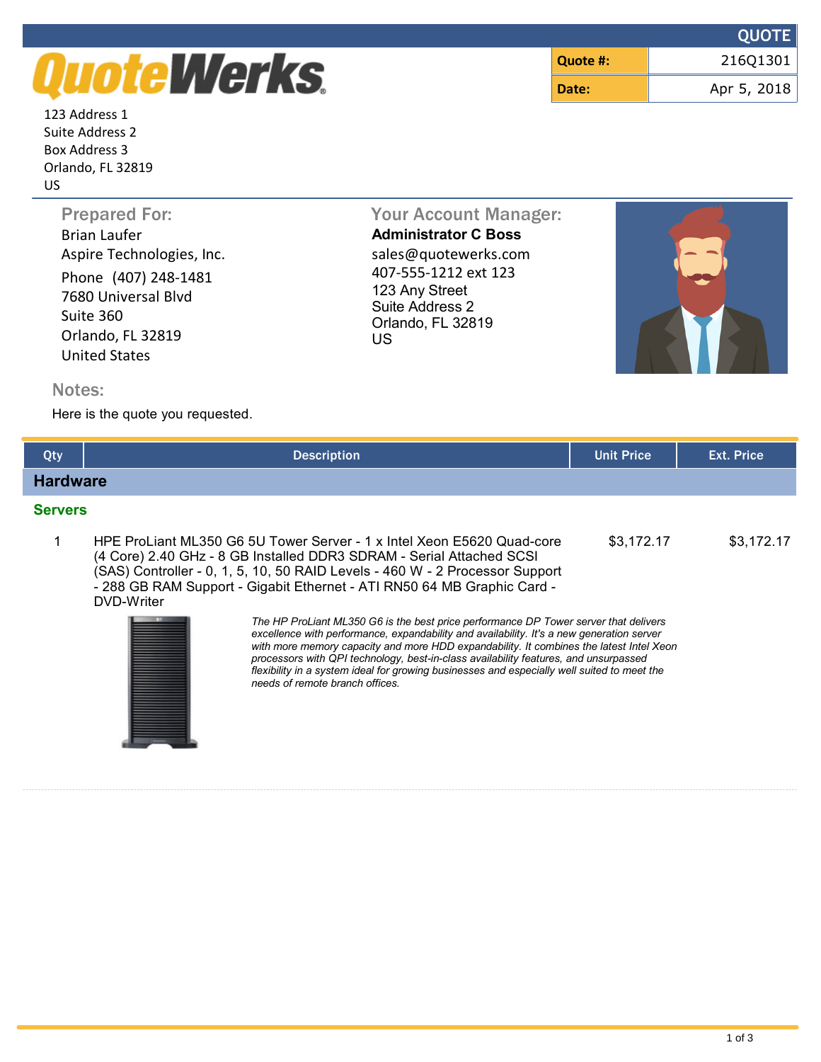# QUOTE

| Quote #: | 216Q1301 |
| --- | --- |
| Date: | Apr 5, 2018 |

QuoteWerks

123 Address 1
Suite Address 2
Box Address 3
Orlando, FL 32819
US

## Prepared For:

Brian Laufer
Aspire Technologies, Inc.
Phone (407) 248-1481
7680 Universal Blvd
Suite 360
Orlando, FL 32819
United States

## Your Account Manager:

**Administrator C Boss**
sales@quotewerks.com
407-555-1212 ext 123
123 Any Street
Suite Address 2
Orlando, FL 32819
US

## Notes:

Here is the quote you requested.

| Qty | Description | Unit Price | Ext. Price |
| --- | --- | --- | --- |
| **Hardware** | | | |
| **Servers** | | | |
| 1 | HPE ProLiant ML350 G6 5U Tower Server - 1 x Intel Xeon E5620 Quad-core (4 Core) 2.40 GHz - 8 GB Installed DDR3 SDRAM - Serial Attached SCSI (SAS) Controller - 0, 1, 5, 10, 50 RAID Levels - 460 W - 2 Processor Support - 288 GB RAM Support - Gigabit Ethernet - ATI RN50 64 MB Graphic Card - DVD-Writer<br>*The HP ProLiant ML350 G6 is the best price performance DP Tower server that delivers excellence with performance, expandability and availability. It's a new generation server with more memory capacity and more HDD expandability. It combines the latest Intel Xeon processors with QPI technology, best-in-class availability features, and unsurpassed flexibility in a system ideal for growing businesses and especially well suited to meet the needs of remote branch offices.* | $3,172.17 | $3,172.17 |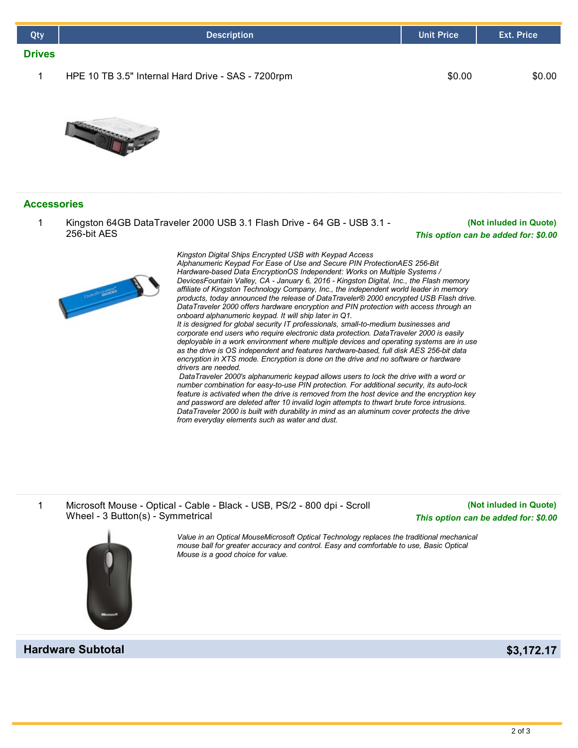| Qty | Description | Unit Price | Ext. Price |
|---|---|---|---|

## Drives

| Qty | Description | Unit Price | Ext. Price |
|---|---|---|---|
| 1 | HPE 10 TB 3.5" Internal Hard Drive - SAS - 7200rpm | $0.00 | $0.00 |

## Accessories

| Qty | Description | Unit Price | Ext. Price |
|---|---|---|---|
| 1 | Kingston 64GB DataTraveler 2000 USB 3.1 Flash Drive - 64 GB - USB 3.1 - 256-bit AES | | **(Not inluded in Quote)** ***This option can be added for: $0.00*** |

*Kingston Digital Ships Encrypted USB with Keypad Access Alphanumeric Keypad For Ease of Use and Secure PIN ProtectionAES 256-Bit Hardware-based Data EncryptionOS Independent: Works on Multiple Systems / DevicesFountain Valley, CA - January 6, 2016 - Kingston Digital, Inc., the Flash memory affiliate of Kingston Technology Company, Inc., the independent world leader in memory products, today announced the release of DataTraveler® 2000 encrypted USB Flash drive. DataTraveler 2000 offers hardware encryption and PIN protection with access through an onboard alphanumeric keypad. It will ship later in Q1.*
*It is designed for global security IT professionals, small-to-medium businesses and corporate end users who require electronic data protection. DataTraveler 2000 is easily deployable in a work environment where multiple devices and operating systems are in use as the drive is OS independent and features hardware-based, full disk AES 256-bit data encryption in XTS mode. Encryption is done on the drive and no software or hardware drivers are needed.*
*DataTraveler 2000's alphanumeric keypad allows users to lock the drive with a word or number combination for easy-to-use PIN protection. For additional security, its auto-lock feature is activated when the drive is removed from the host device and the encryption key and password are deleted after 10 invalid login attempts to thwart brute force intrusions. DataTraveler 2000 is built with durability in mind as an aluminum cover protects the drive from everyday elements such as water and dust.*

| Qty | Description | Unit Price | Ext. Price |
|---|---|---|---|
| 1 | Microsoft Mouse - Optical - Cable - Black - USB, PS/2 - 800 dpi - Scroll Wheel - 3 Button(s) - Symmetrical | | **(Not inluded in Quote)** ***This option can be added for: $0.00*** |

*Value in an Optical MouseMicrosoft Optical Technology replaces the traditional mechanical mouse ball for greater accuracy and control. Easy and comfortable to use, Basic Optical Mouse is a good choice for value.*

| **Hardware Subtotal** | **$3,172.17** |
|---|---|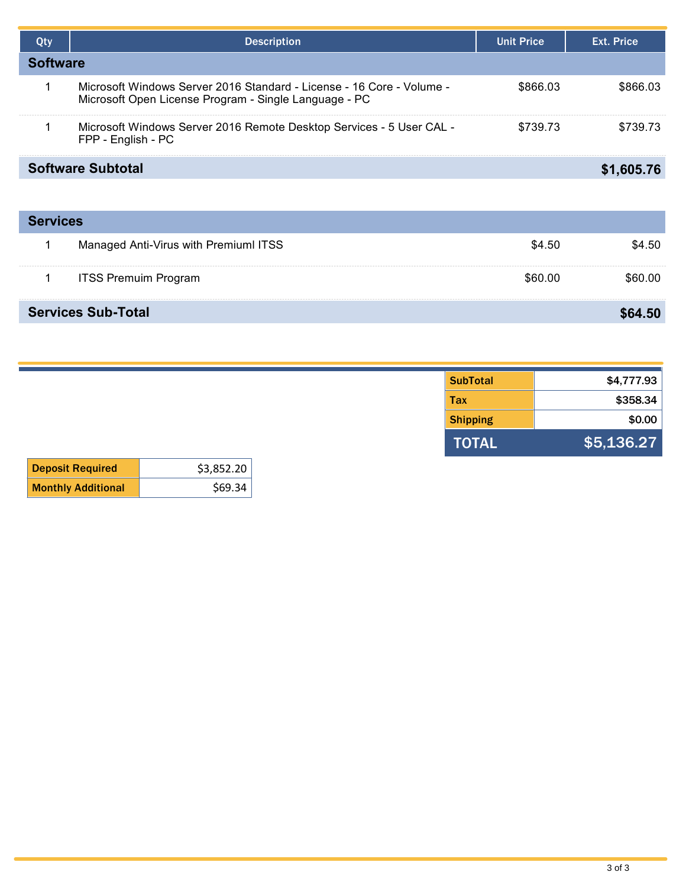| Qty | Description | Unit Price | Ext. Price |
|---|---|---|---|
| **Software** | | | |
| 1 | Microsoft Windows Server 2016 Standard - License - 16 Core - Volume - Microsoft Open License Program - Single Language - PC | $866.03 | $866.03 |
| 1 | Microsoft Windows Server 2016 Remote Desktop Services - 5 User CAL - FPP - English - PC | $739.73 | $739.73 |
| **Software Subtotal** | | | **$1,605.76** |

| | | | |
|---|---|---|---|
| **Services** | | | |
| 1 | Managed Anti-Virus with Premiuml ITSS | $4.50 | $4.50 |
| 1 | ITSS Premuim Program | $60.00 | $60.00 |
| **Services Sub-Total** | | | **$64.50** |

| | |
|---|---|
| **SubTotal** | $4,777.93 |
| **Tax** | $358.34 |
| **Shipping** | $0.00 |
| **TOTAL** | **$5,136.27** |

| | |
|---|---|
| **Deposit Required** | $3,852.20 |
| **Monthly Additional** | $69.34 |